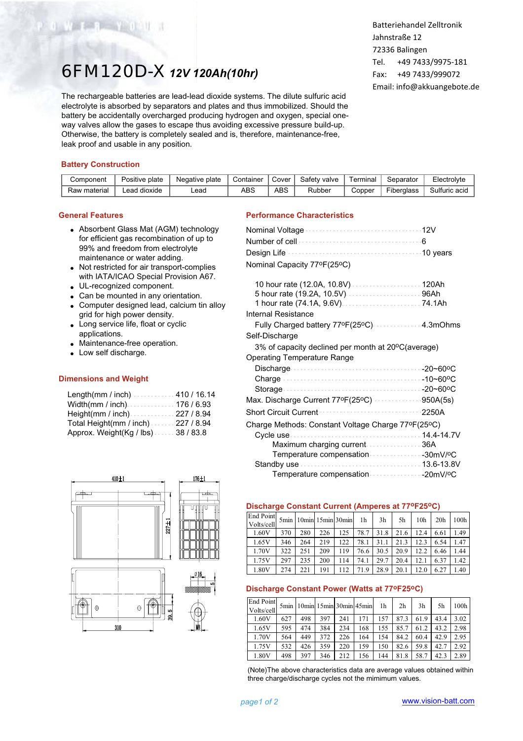Batteriehandel Zelltronik
Jahnstraße 12
72336 Balingen
Tel. +49 7433/9975-181
Fax: +49 7433/999072
Email: info@akkuangebote.de

# 6FM120D-X *12V 120Ah(10hr)*

The rechargeable batteries are lead-lead dioxide systems. The dilute sulfuric acid electrolyte is absorbed by separators and plates and thus immobilized. Should the battery be accidentally overcharged producing hydrogen and oxygen, special one-way valves allow the gases to escape thus avoiding excessive pressure build-up. Otherwise, the battery is completely sealed and is, therefore, maintenance-free, leak proof and usable in any position.

## Battery Construction

| Component | Positive plate | Negative plate | Container | Cover | Safety valve | Terminal | Separator | Electrolyte |
|---|---|---|---|---|---|---|---|---|
| Raw material | Lead dioxide | Lead | ABS | ABS | Rubber | Copper | Fiberglass | Sulfuric acid |

## General Features

- Absorbent Glass Mat (AGM) technology for efficient gas recombination of up to 99% and freedom from electrolyte maintenance or water adding.
- Not restricted for air transport-complies with IATA/ICAO Special Provision A67.
- UL-recognized component.
- Can be mounted in any orientation.
- Computer designed lead, calcium tin alloy grid for high power density.
- Long service life, float or cyclic applications.
- Maintenance-free operation.
- Low self discharge.

## Dimensions and Weight

- Length(mm / inch) ............ 410 / 16.14
- Width(mm / inch) ............ 176 / 6.93
- Height(mm / inch) ............ 227 / 8.94
- Total Height(mm / inch) ............ 227 / 8.94
- Approx. Weight(Kg / lbs) ............ 38 / 83.8

410±1 176±1 227±1 310 39.5 Ø16 5 M8

## Performance Characteristics

- Nominal Voltage ............ 12V
- Number of cell ............ 6
- Design Life ............ 10 years
- Nominal Capacity 77ºF(25ºC)
  - 10 hour rate (12.0A, 10.8V) ............ 120Ah
  - 5 hour rate (19.2A, 10.5V) ............ 96Ah
  - 1 hour rate (74.1A, 9.6V) ............ 74.1Ah
- Internal Resistance
  - Fully Charged battery 77ºF(25ºC) ............ 4.3mOhms
- Self-Discharge
  - 3% of capacity declined per month at 20ºC(average)
- Operating Temperature Range
  - Discharge ............ -20~60ºC
  - Charge ............ -10~60ºC
  - Storage ............ -20~60ºC
- Max. Discharge Current 77ºF(25ºC) ............ 950A(5s)
- Short Circuit Current ............ 2250A
- Charge Methods: Constant Voltage Charge 77ºF(25ºC)
  - Cycle use ............ 14.4-14.7V
    - Maximum charging current ............ 36A
    - Temperature compensation ............ -30mV/ºC
  - Standby use ............ 13.6-13.8V
    - Temperature compensation ............ -20mV/ºC

## Discharge Constant Current (Amperes at 77ºF25ºC)

| End Point Volts/cell | 5min | 10min | 15min | 30min | 1h | 3h | 5h | 10h | 20h | 100h |
|---|---|---|---|---|---|---|---|---|---|---|
| 1.60V | 370 | 280 | 226 | 125 | 78.7 | 31.8 | 21.6 | 12.4 | 6.61 | 1.49 |
| 1.65V | 346 | 264 | 219 | 122 | 78.1 | 31.1 | 21.3 | 12.3 | 6.54 | 1.47 |
| 1.70V | 322 | 251 | 209 | 119 | 76.6 | 30.5 | 20.9 | 12.2 | 6.46 | 1.44 |
| 1.75V | 297 | 235 | 200 | 114 | 74.1 | 29.7 | 20.4 | 12.1 | 6.37 | 1.42 |
| 1.80V | 274 | 221 | 191 | 112 | 71.9 | 28.9 | 20.1 | 12.0 | 6.27 | 1.40 |

## Discharge Constant Power (Watts at 77ºF25ºC)

| End Point Volts/cell | 5min | 10min | 15min | 30min | 45min | 1h | 2h | 3h | 5h | 100h |
|---|---|---|---|---|---|---|---|---|---|---|
| 1.60V | 627 | 498 | 397 | 241 | 171 | 157 | 87.3 | 61.9 | 43.4 | 3.02 |
| 1.65V | 595 | 474 | 384 | 234 | 168 | 155 | 85.7 | 61.2 | 43.2 | 2.98 |
| 1.70V | 564 | 449 | 372 | 226 | 164 | 154 | 84.2 | 60.4 | 42.9 | 2.95 |
| 1.75V | 532 | 426 | 359 | 220 | 159 | 150 | 82.6 | 59.8 | 42.7 | 2.92 |
| 1.80V | 498 | 397 | 346 | 212 | 156 | 144 | 81.8 | 58.7 | 42.3 | 2.89 |

(Note)The above characteristics data are average values obtained within three charge/discharge cycles not the mimimum values.

www.vision-batt.com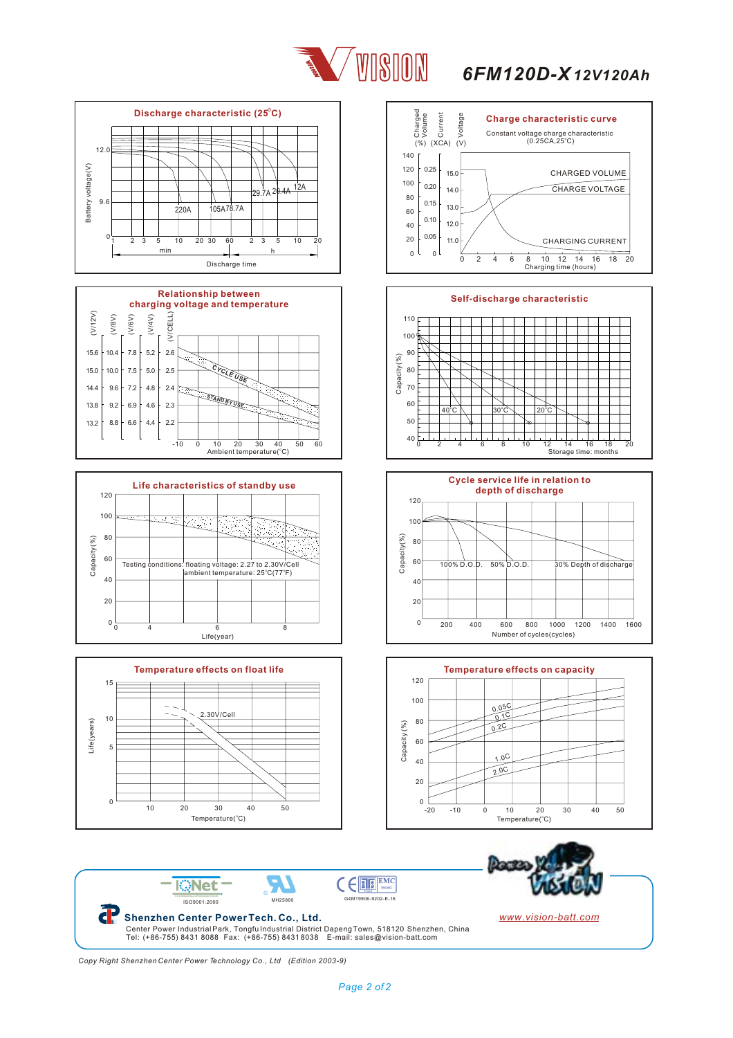VISION

# 6FM120D-X 12V120Ah

## Discharge characteristic (25°C)

Battery voltage(V)

12.0

9.6

0

220A

105A78.7A

29.7A 20.4A

12A

1 2 3 5 10 20 30 60 2 3 5 10 20

min h

Discharge time

## Charge characteristic curve

Constant voltage charge characteristic (0.25CA,25°C)

Charged Volume (%) Current (XCA) Voltage (V)

140 120 100 80 60 40 20 0

0.25 0.20 0.15 0.10 0.05 0

15.0 14.0 13.0 12.0 11.0

CHARGED VOLUME

CHARGE VOLTAGE

CHARGING CURRENT

0 2 4 6 8 10 12 14 16 18 20

Charging time (hours)

## Relationship between charging voltage and temperature

(V/12V) (V/8V) (V/6V) (V/4V) (V/CELL)

15.6 10.4 7.8 5.2 2.6

15.0 10.0 7.5 5.0 2.5

14.4 9.6 7.2 4.8 2.4

13.8 9.2 6.9 4.6 2.3

13.2 8.8 6.6 4.4 2.2

CYCLE USE

STANDBY USE

-10 0 10 20 30 40 50 60

Ambient temperature(°C)

## Self-discharge characteristic

Capacity(%)

110 100 90 80 70 60 50 40

40°C 30°C 20°C

0 2 4 6 8 10 12 14 16 18 20

Storage time: months

## Life characteristics of standby use

Capacity(%)

120 100 80 60 40 20 0

Testing conditions: floating voltage: 2.27 to 2.30V/Cell
ambient temperature: 25°C(77°F)

0 4 6 8

Life(year)

## Cycle service life in relation to depth of discharge

Capacity(%)

120 100 80 60 40 20 0

100% D.O.D. 50% D.O.D. 30% Depth of discharge

200 400 600 800 1000 1200 1400 1600

Number of cycles(cycles)

## Temperature effects on float life

Life(years)

15 10 5 0

2.30V/Cell

10 20 30 40 50

Temperature(°C)

## Temperature effects on capacity

Capacity(%)

120 100 80 60 40 20 0

0.05C 0.1C 0.2C 1.0C 2.0C

-20 -10 0 10 20 30 40 50

Temperature(°C)

IQNet ISO9001:2000 MH25860 CE EMC G4M19906-9202-E-16

Power by VISION

**Shenzhen Center Power Tech. Co., Ltd.**

Center Power Industrial Park, Tongfu Industrial District Dapeng Town, 518120 Shenzhen, China
Tel: (+86-755) 8431 8088 Fax: (+86-755) 8431 8038 E-mail: sales@vision-batt.com

www.vision-batt.com

*Copy Right Shenzhen Center Power Technology Co., Ltd (Edition 2003-9)*